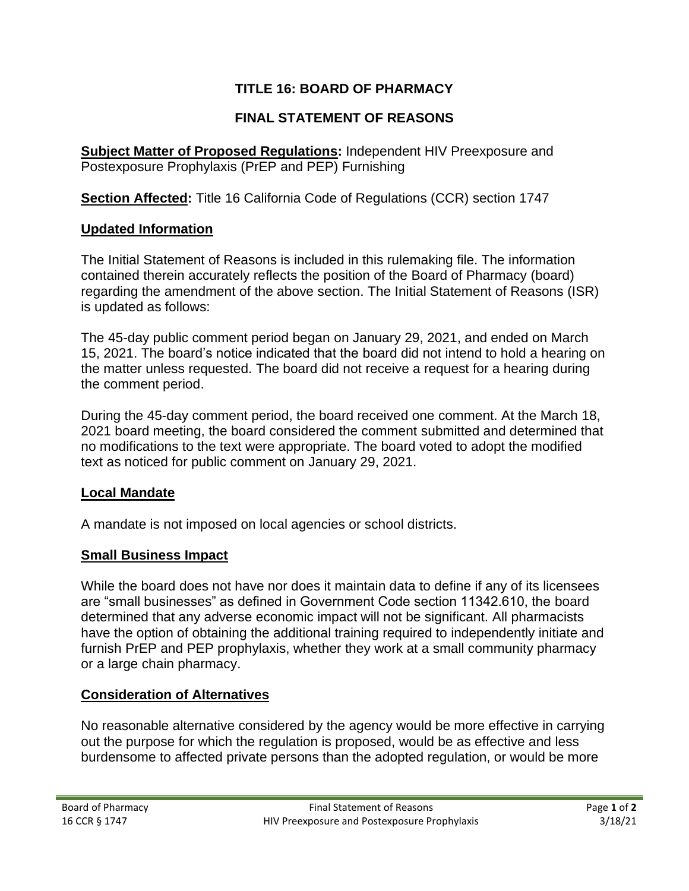# TITLE 16: BOARD OF PHARMACY

## FINAL STATEMENT OF REASONS

**Subject Matter of Proposed Regulations:** Independent HIV Preexposure and Postexposure Prophylaxis (PrEP and PEP) Furnishing

**Section Affected:** Title 16 California Code of Regulations (CCR) section 1747

### Updated Information

The Initial Statement of Reasons is included in this rulemaking file. The information contained therein accurately reflects the position of the Board of Pharmacy (board) regarding the amendment of the above section. The Initial Statement of Reasons (ISR) is updated as follows:

The 45-day public comment period began on January 29, 2021, and ended on March 15, 2021. The board's notice indicated that the board did not intend to hold a hearing on the matter unless requested. The board did not receive a request for a hearing during the comment period.

During the 45-day comment period, the board received one comment. At the March 18, 2021 board meeting, the board considered the comment submitted and determined that no modifications to the text were appropriate. The board voted to adopt the modified text as noticed for public comment on January 29, 2021.

### Local Mandate

A mandate is not imposed on local agencies or school districts.

### Small Business Impact

While the board does not have nor does it maintain data to define if any of its licensees are "small businesses" as defined in Government Code section 11342.610, the board determined that any adverse economic impact will not be significant. All pharmacists have the option of obtaining the additional training required to independently initiate and furnish PrEP and PEP prophylaxis, whether they work at a small community pharmacy or a large chain pharmacy.

### Consideration of Alternatives

No reasonable alternative considered by the agency would be more effective in carrying out the purpose for which the regulation is proposed, would be as effective and less burdensome to affected private persons than the adopted regulation, or would be more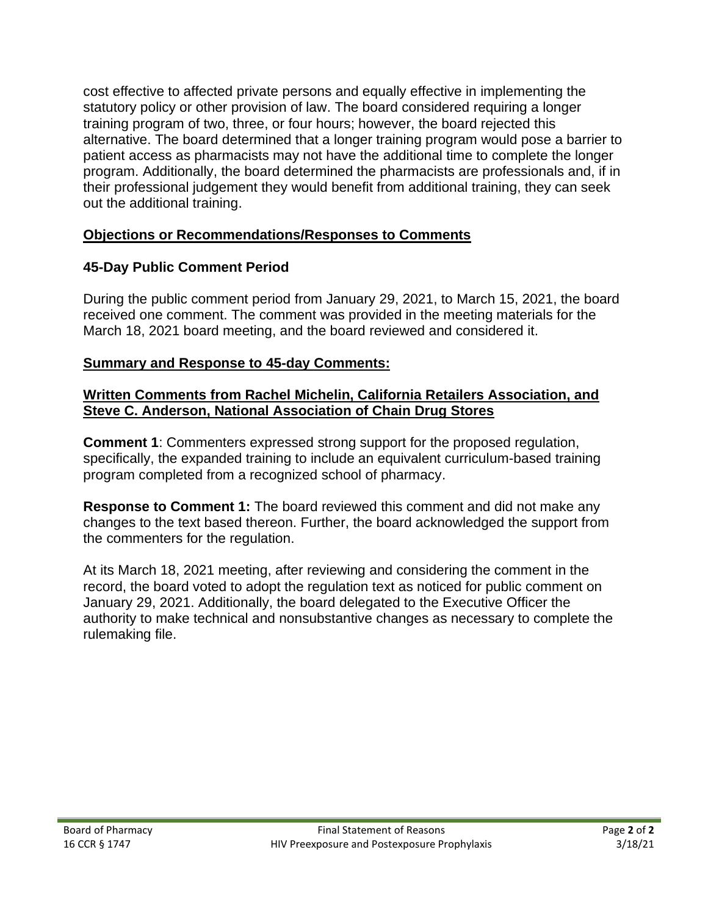cost effective to affected private persons and equally effective in implementing the statutory policy or other provision of law. The board considered requiring a longer training program of two, three, or four hours; however, the board rejected this alternative. The board determined that a longer training program would pose a barrier to patient access as pharmacists may not have the additional time to complete the longer program. Additionally, the board determined the pharmacists are professionals and, if in their professional judgement they would benefit from additional training, they can seek out the additional training.

## Objections or Recommendations/Responses to Comments

### 45-Day Public Comment Period

During the public comment period from January 29, 2021, to March 15, 2021, the board received one comment. The comment was provided in the meeting materials for the March 18, 2021 board meeting, and the board reviewed and considered it.

### Summary and Response to 45-day Comments:

#### Written Comments from Rachel Michelin, California Retailers Association, and Steve C. Anderson, National Association of Chain Drug Stores

**Comment 1**: Commenters expressed strong support for the proposed regulation, specifically, the expanded training to include an equivalent curriculum-based training program completed from a recognized school of pharmacy.

**Response to Comment 1:** The board reviewed this comment and did not make any changes to the text based thereon. Further, the board acknowledged the support from the commenters for the regulation.

At its March 18, 2021 meeting, after reviewing and considering the comment in the record, the board voted to adopt the regulation text as noticed for public comment on January 29, 2021. Additionally, the board delegated to the Executive Officer the authority to make technical and nonsubstantive changes as necessary to complete the rulemaking file.